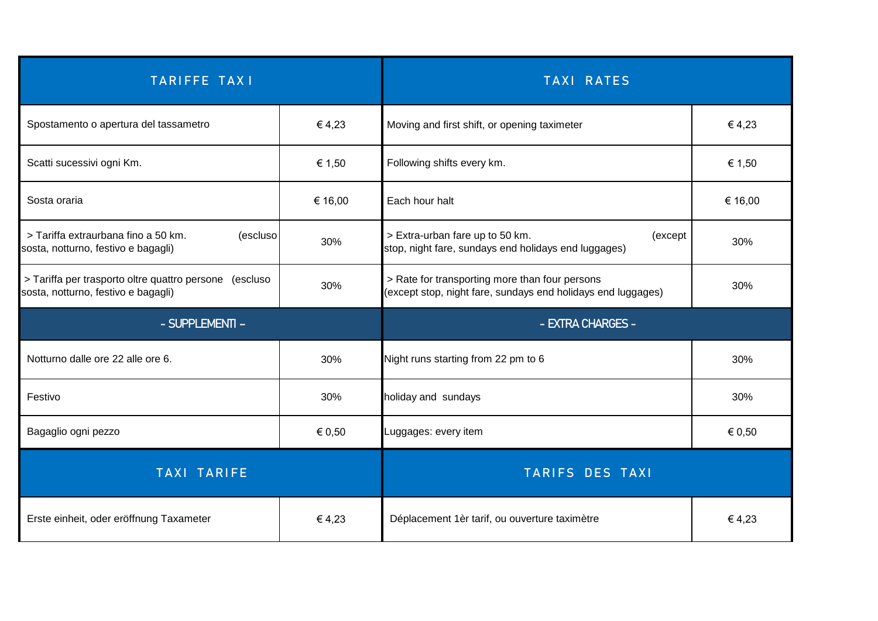| TARIFFE TAXI | | TAXI RATES | |
|---|---|---|---|
| Spostamento o apertura del tassametro | € 4,23 | Moving and first shift, or opening taximeter | € 4,23 |
| Scatti sucessivi ogni Km. | € 1,50 | Following shifts every km. | € 1,50 |
| Sosta oraria | € 16,00 | Each hour halt | € 16,00 |
| > Tariffa extraurbana fino a 50 km. (escluso sosta, notturno, festivo e bagagli) | 30% | > Extra-urban fare up to 50 km. (except stop, night fare, sundays end holidays end luggages) | 30% |
| > Tariffa per trasporto oltre quattro persone (escluso sosta, notturno, festivo e bagagli) | 30% | > Rate for transporting more than four persons (except stop, night fare, sundays end holidays end luggages) | 30% |
| - SUPPLEMENTI - | | - EXTRA CHARGES - | |
| Notturno dalle ore 22 alle ore 6. | 30% | Night runs starting from 22 pm to 6 | 30% |
| Festivo | 30% | holiday and sundays | 30% |
| Bagaglio ogni pezzo | € 0,50 | Luggages: every item | € 0,50 |

| TAXI TARIFE | | TARIFS DES TAXI | |
|---|---|---|---|
| Erste einheit, oder eröffnung Taxameter | € 4,23 | Déplacement 1èr tarif, ou ouverture taximètre | € 4,23 |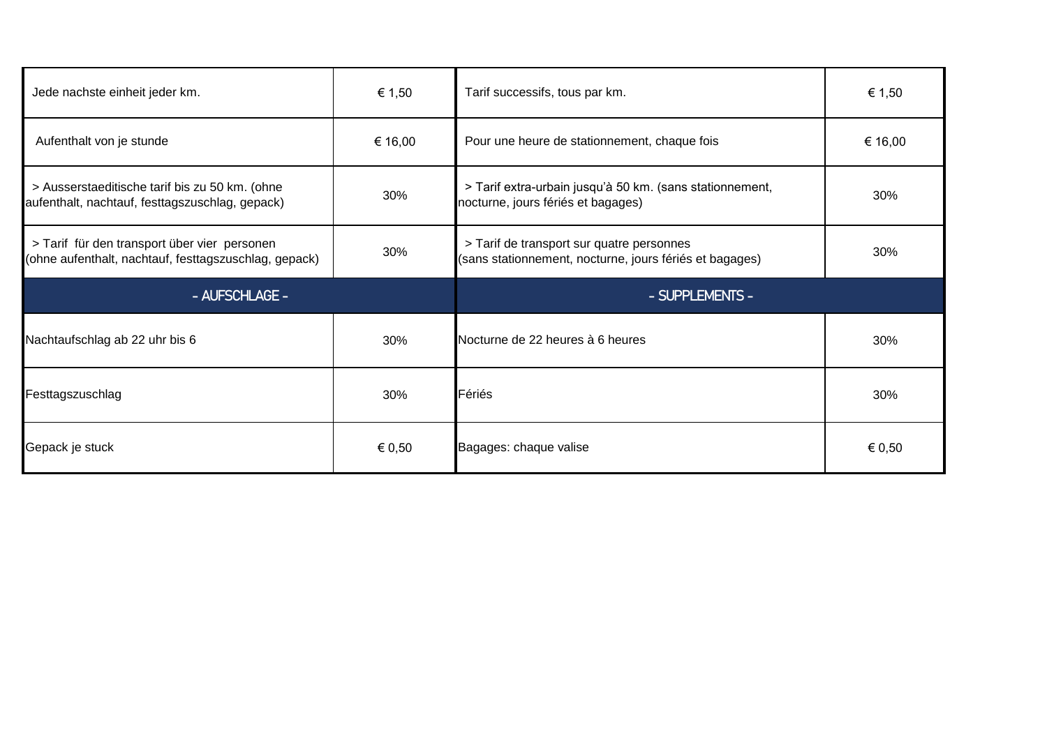| | | | |
|---|---|---|---|
| Jede nachste einheit jeder km. | € 1,50 | Tarif successifs, tous par km. | € 1,50 |
| Aufenthalt von je stunde | € 16,00 | Pour une heure de stationnement, chaque fois | € 16,00 |
| > Ausserstaeditische tarif bis zu 50 km. (ohne aufenthalt, nachtauf, festtagszuschlag, gepack) | 30% | > Tarif extra-urbain jusqu'à 50 km. (sans stationnement, nocturne, jours fériés et bagages) | 30% |
| > Tarif für den transport über vier personen (ohne aufenthalt, nachtauf, festtagszuschlag, gepack) | 30% | > Tarif de transport sur quatre personnes (sans stationnement, nocturne, jours fériés et bagages) | 30% |
| **- AUFSCHLAGE -** | | **- SUPPLEMENTS -** | |
| Nachtaufschlag ab 22 uhr bis 6 | 30% | Nocturne de 22 heures à 6 heures | 30% |
| Festtagszuschlag | 30% | Fériés | 30% |
| Gepack je stuck | € 0,50 | Bagages: chaque valise | € 0,50 |